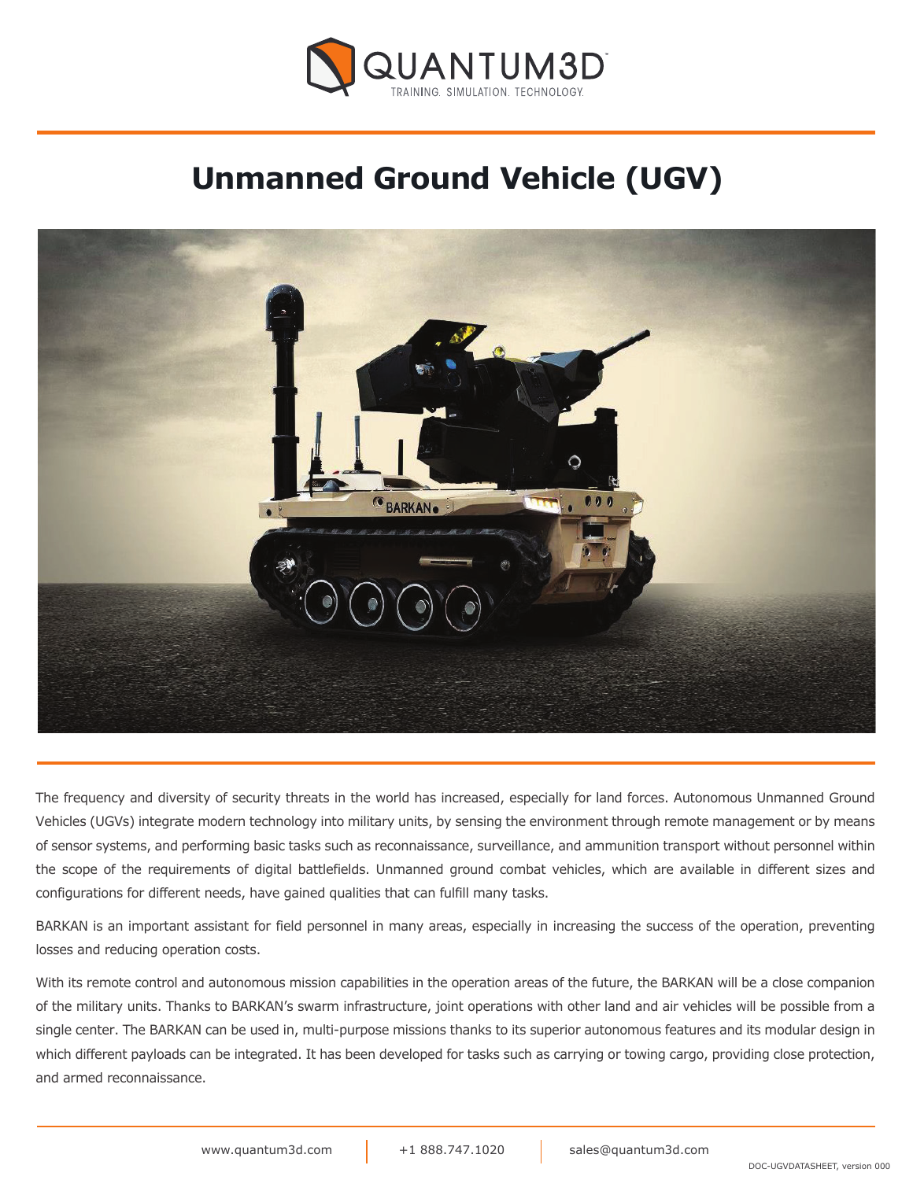QUANTUM3D

TRAINING. SIMULATION. TECHNOLOGY.

# Unmanned Ground Vehicle (UGV)

The frequency and diversity of security threats in the world has increased, especially for land forces. Autonomous Unmanned Ground Vehicles (UGVs) integrate modern technology into military units, by sensing the environment through remote management or by means of sensor systems, and performing basic tasks such as reconnaissance, surveillance, and ammunition transport without personnel within the scope of the requirements of digital battlefields. Unmanned ground combat vehicles, which are available in different sizes and configurations for different needs, have gained qualities that can fulfill many tasks.

BARKAN is an important assistant for field personnel in many areas, especially in increasing the success of the operation, preventing losses and reducing operation costs.

With its remote control and autonomous mission capabilities in the operation areas of the future, the BARKAN will be a close companion of the military units. Thanks to BARKAN's swarm infrastructure, joint operations with other land and air vehicles will be possible from a single center. The BARKAN can be used in, multi-purpose missions thanks to its superior autonomous features and its modular design in which different payloads can be integrated. It has been developed for tasks such as carrying or towing cargo, providing close protection, and armed reconnaissance.

www.quantum3d.com | +1 888.747.1020 | sales@quantum3d.com

DOC-UGVDATASHEET, version 000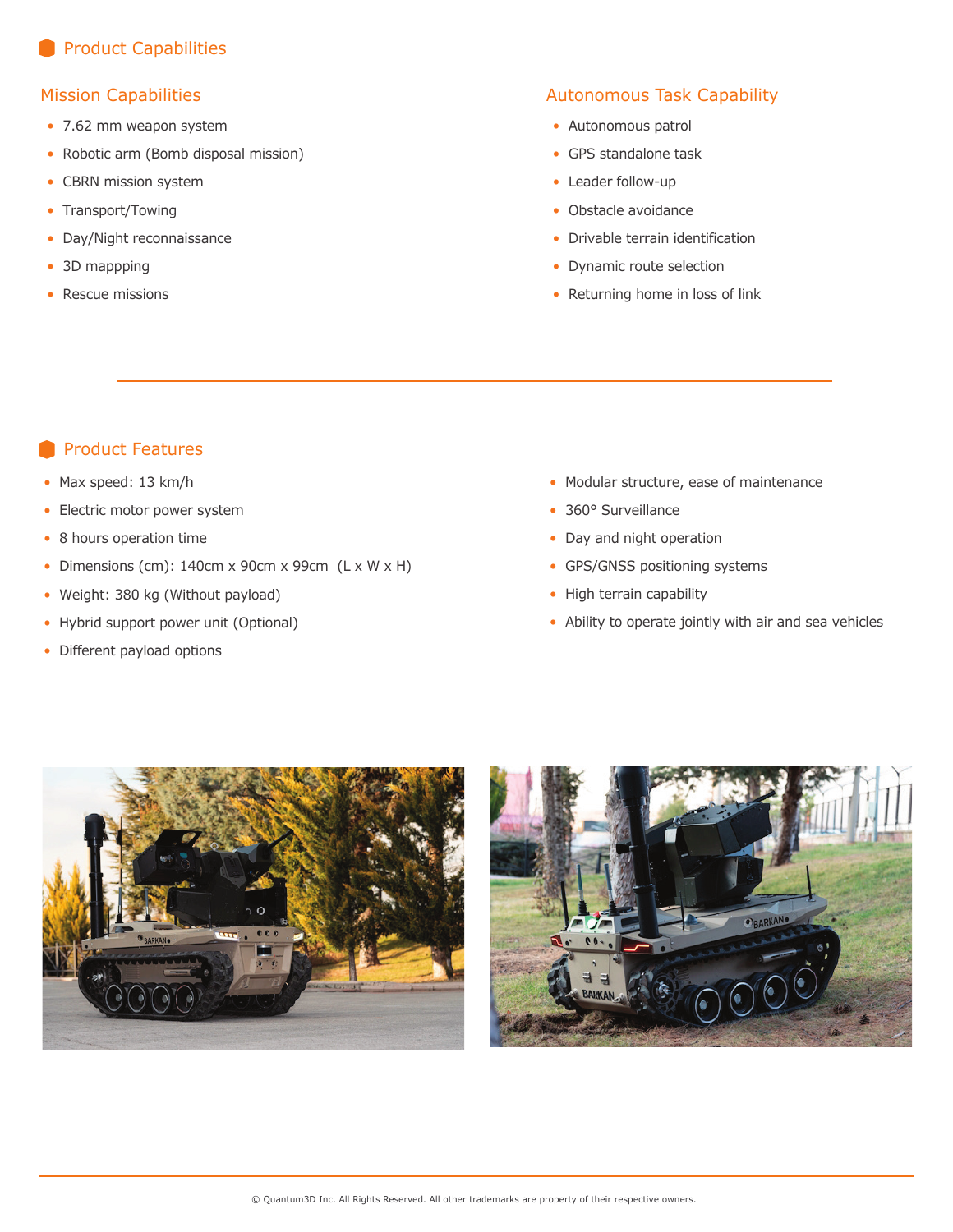## Product Capabilities

### Mission Capabilities

- 7.62 mm weapon system
- Robotic arm (Bomb disposal mission)
- CBRN mission system
- Transport/Towing
- Day/Night reconnaissance
- 3D mappping
- Rescue missions

### Autonomous Task Capability

- Autonomous patrol
- GPS standalone task
- Leader follow-up
- Obstacle avoidance
- Drivable terrain identification
- Dynamic route selection
- Returning home in loss of link

## Product Features

- Max speed: 13 km/h
- Electric motor power system
- 8 hours operation time
- Dimensions (cm): 140cm x 90cm x 99cm (L x W x H)
- Weight: 380 kg (Without payload)
- Hybrid support power unit (Optional)
- Different payload options
- Modular structure, ease of maintenance
- 360° Surveillance
- Day and night operation
- GPS/GNSS positioning systems
- High terrain capability
- Ability to operate jointly with air and sea vehicles

© Quantum3D Inc. All Rights Reserved. All other trademarks are property of their respective owners.